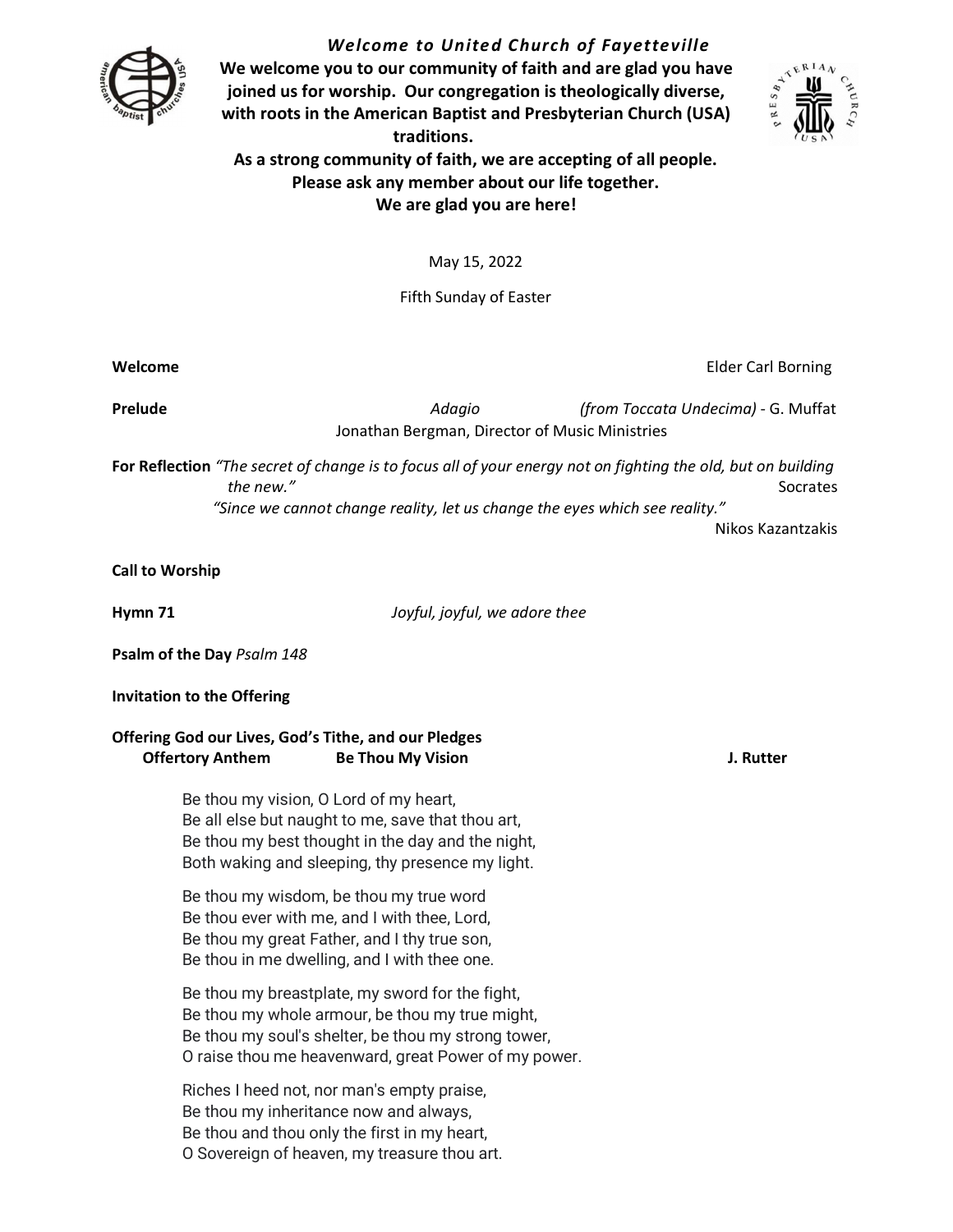# *Welcome to United Church of Fayetteville*

**We welcome you to our community of faith and are glad you have joined us for worship. Our congregation is theologically diverse, with roots in the American Baptist and Presbyterian Church (USA) traditions.**

**As a strong community of faith, we are accepting of all people. Please ask any member about our life together. We are glad you are here!**

May 15, 2022

Fifth Sunday of Easter

**Welcome** Elder Carl Borning

**Prelude** *Adagio* *(from Toccata Undecima)* - G. Muffat
Jonathan Bergman, Director of Music Ministries

**For Reflection** *"The secret of change is to focus all of your energy not on fighting the old, but on building the new."* Socrates

*"Since we cannot change reality, let us change the eyes which see reality."* Nikos Kazantzakis

**Call to Worship**

**Hymn 71** *Joyful, joyful, we adore thee*

**Psalm of the Day** *Psalm 148*

**Invitation to the Offering**

**Offering God our Lives, God's Tithe, and our Pledges**

**Offertory Anthem** **Be Thou My Vision** **J. Rutter**

Be thou my vision, O Lord of my heart,
Be all else but naught to me, save that thou art,
Be thou my best thought in the day and the night,
Both waking and sleeping, thy presence my light.

Be thou my wisdom, be thou my true word
Be thou ever with me, and I with thee, Lord,
Be thou my great Father, and I thy true son,
Be thou in me dwelling, and I with thee one.

Be thou my breastplate, my sword for the fight,
Be thou my whole armour, be thou my true might,
Be thou my soul's shelter, be thou my strong tower,
O raise thou me heavenward, great Power of my power.

Riches I heed not, nor man's empty praise,
Be thou my inheritance now and always,
Be thou and thou only the first in my heart,
O Sovereign of heaven, my treasure thou art.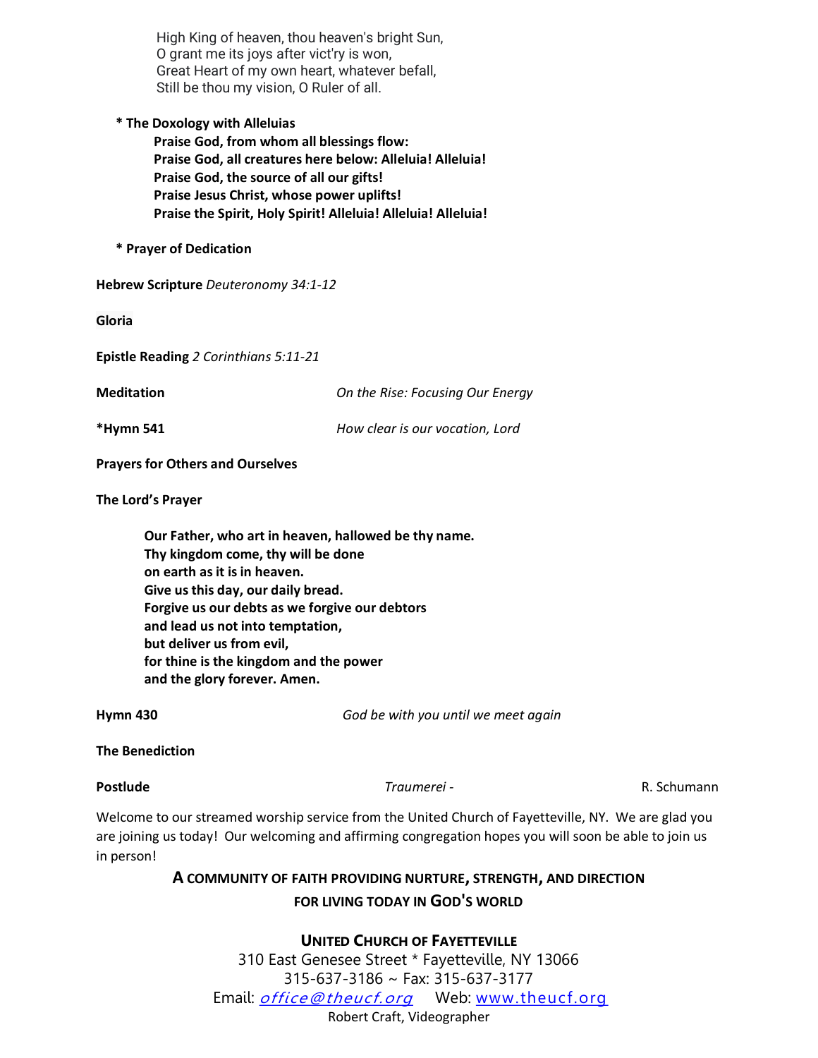High King of heaven, thou heaven's bright Sun,
O grant me its joys after vict'ry is won,
Great Heart of my own heart, whatever befall,
Still be thou my vision, O Ruler of all.

**\* The Doxology with Alleluias**

**Praise God, from whom all blessings flow:**
**Praise God, all creatures here below: Alleluia! Alleluia!**
**Praise God, the source of all our gifts!**
**Praise Jesus Christ, whose power uplifts!**
**Praise the Spirit, Holy Spirit! Alleluia! Alleluia! Alleluia!**

**\* Prayer of Dedication**

**Hebrew Scripture** *Deuteronomy 34:1-12*

**Gloria**

**Epistle Reading** *2 Corinthians 5:11-21*

**Meditation** *On the Rise: Focusing Our Energy*

**\*Hymn 541** *How clear is our vocation, Lord*

**Prayers for Others and Ourselves**

**The Lord's Prayer**

**Our Father, who art in heaven, hallowed be thy name.**
**Thy kingdom come, thy will be done**
**on earth as it is in heaven.**
**Give us this day, our daily bread.**
**Forgive us our debts as we forgive our debtors**
**and lead us not into temptation,**
**but deliver us from evil,**
**for thine is the kingdom and the power**
**and the glory forever. Amen.**

**Hymn 430** *God be with you until we meet again*

**The Benediction**

**Postlude** *Traumerei -* R. Schumann

Welcome to our streamed worship service from the United Church of Fayetteville, NY. We are glad you are joining us today! Our welcoming and affirming congregation hopes you will soon be able to join us in person!

**A COMMUNITY OF FAITH PROVIDING NURTURE, STRENGTH, AND DIRECTION FOR LIVING TODAY IN GOD'S WORLD**

**UNITED CHURCH OF FAYETTEVILLE**
310 East Genesee Street * Fayetteville, NY 13066
315-637-3186 ~ Fax: 315-637-3177
Email: *office@theucf.org* Web: www.theucf.org
Robert Craft, Videographer